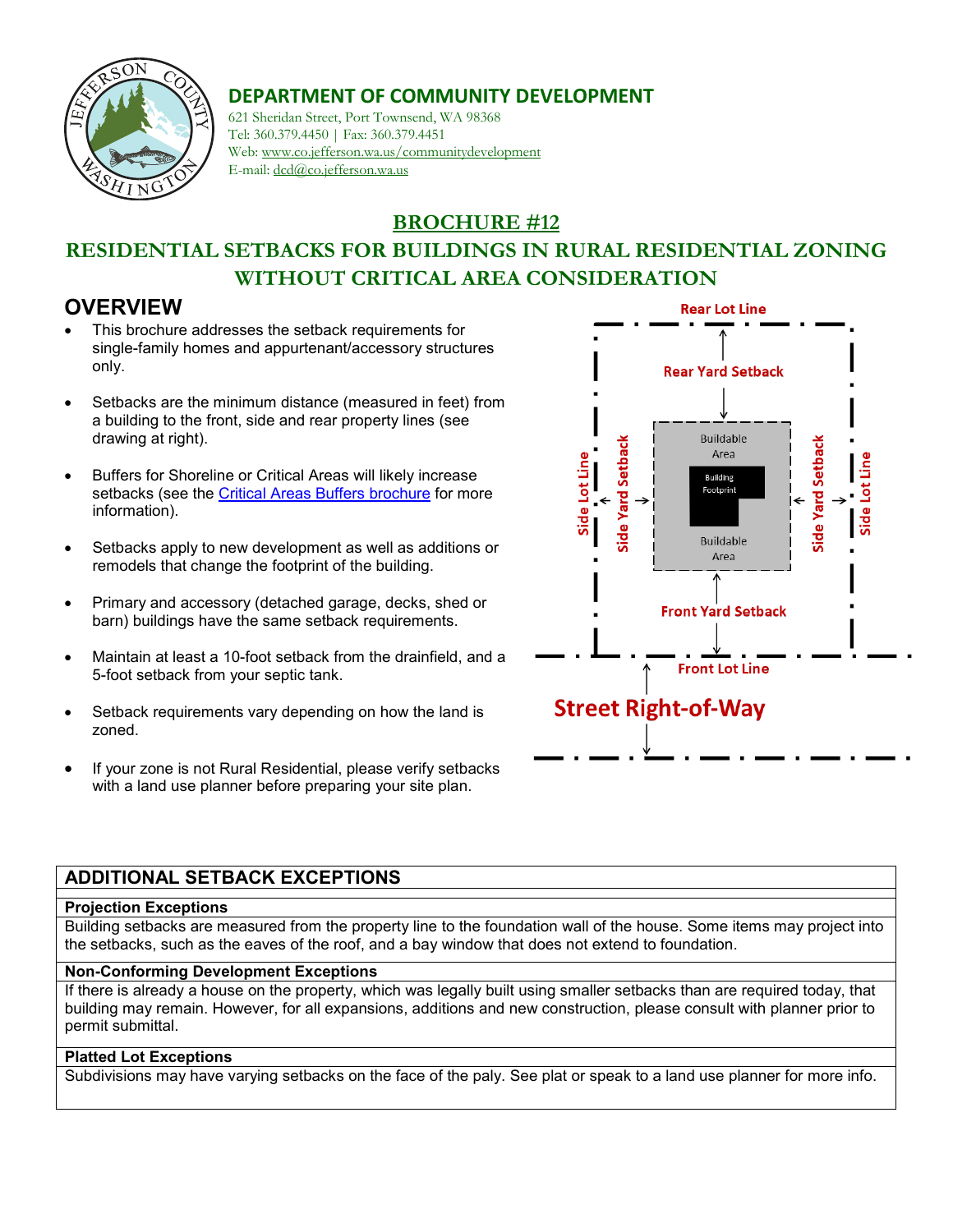# DEPARTMENT OF COMMUNITY DEVELOPMENT

621 Sheridan Street, Port Townsend, WA 98368
Tel: 360.379.4450 | Fax: 360.379.4451
Web: www.co.jefferson.wa.us/communitydevelopment
E-mail: dcd@co.jefferson.wa.us

## BROCHURE #12

## RESIDENTIAL SETBACKS FOR BUILDINGS IN RURAL RESIDENTIAL ZONING WITHOUT CRITICAL AREA CONSIDERATION

## OVERVIEW

- This brochure addresses the setback requirements for single-family homes and appurtenant/accessory structures only.
- Setbacks are the minimum distance (measured in feet) from a building to the front, side and rear property lines (see drawing at right).
- Buffers for Shoreline or Critical Areas will likely increase setbacks (see the Critical Areas Buffers brochure for more information).
- Setbacks apply to new development as well as additions or remodels that change the footprint of the building.
- Primary and accessory (detached garage, decks, shed or barn) buildings have the same setback requirements.
- Maintain at least a 10-foot setback from the drainfield, and a 5-foot setback from your septic tank.
- Setback requirements vary depending on how the land is zoned.
- If your zone is not Rural Residential, please verify setbacks with a land use planner before preparing your site plan.

Rear Lot Line
Rear Yard Setback
Side Lot Line | Side Yard Setback | Buildable Area | Building Footprint | Side Yard Setback | Side Lot Line
Front Yard Setback
Front Lot Line
Street Right-of-Way

## ADDITIONAL SETBACK EXCEPTIONS

### Projection Exceptions

Building setbacks are measured from the property line to the foundation wall of the house. Some items may project into the setbacks, such as the eaves of the roof, and a bay window that does not extend to foundation.

### Non-Conforming Development Exceptions

If there is already a house on the property, which was legally built using smaller setbacks than are required today, that building may remain. However, for all expansions, additions and new construction, please consult with planner prior to permit submittal.

### Platted Lot Exceptions

Subdivisions may have varying setbacks on the face of the paly. See plat or speak to a land use planner for more info.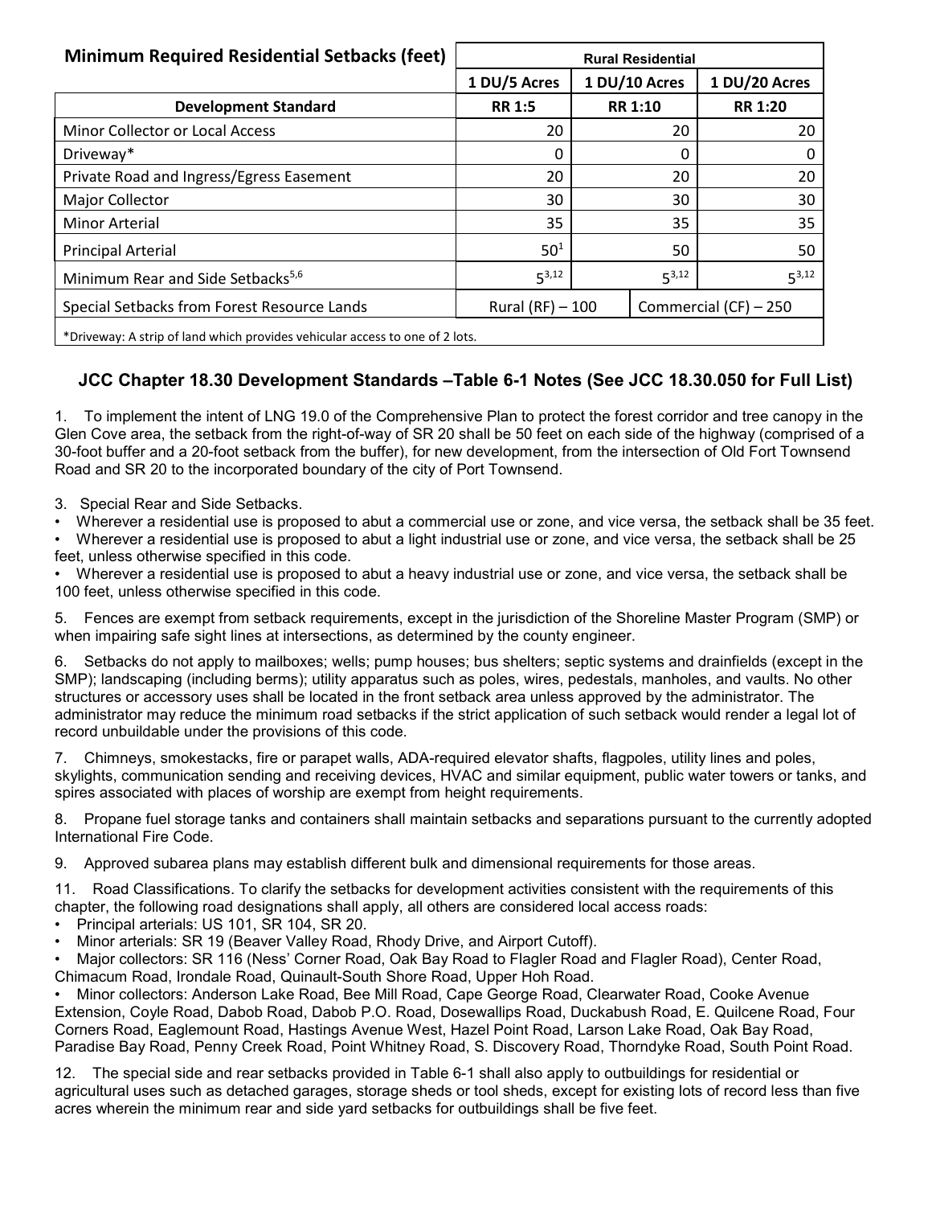| Minimum Required Residential Setbacks (feet) | Rural Residential | | |
|---|---|---|---|
| | 1 DU/5 Acres | 1 DU/10 Acres | 1 DU/20 Acres |
| **Development Standard** | **RR 1:5** | **RR 1:10** | **RR 1:20** |
| Minor Collector or Local Access | 20 | 20 | 20 |
| Driveway* | 0 | 0 | 0 |
| Private Road and Ingress/Egress Easement | 20 | 20 | 20 |
| Major Collector | 30 | 30 | 30 |
| Minor Arterial | 35 | 35 | 35 |
| Principal Arterial | 50[1] | 50 | 50 |
| Minimum Rear and Side Setbacks[5,6] | 5[3,12] | 5[3,12] | 5[3,12] |
| Special Setbacks from Forest Resource Lands | Rural (RF) – 100 | Commercial (CF) – 250 | |
| *Driveway: A strip of land which provides vehicular access to one of 2 lots. | | | |

## JCC Chapter 18.30 Development Standards –Table 6-1 Notes (See JCC 18.30.050 for Full List)

1. To implement the intent of LNG 19.0 of the Comprehensive Plan to protect the forest corridor and tree canopy in the Glen Cove area, the setback from the right-of-way of SR 20 shall be 50 feet on each side of the highway (comprised of a 30-foot buffer and a 20-foot setback from the buffer), for new development, from the intersection of Old Fort Townsend Road and SR 20 to the incorporated boundary of the city of Port Townsend.

3. Special Rear and Side Setbacks.

- Wherever a residential use is proposed to abut a commercial use or zone, and vice versa, the setback shall be 35 feet.
- Wherever a residential use is proposed to abut a light industrial use or zone, and vice versa, the setback shall be 25 feet, unless otherwise specified in this code.
- Wherever a residential use is proposed to abut a heavy industrial use or zone, and vice versa, the setback shall be 100 feet, unless otherwise specified in this code.

5. Fences are exempt from setback requirements, except in the jurisdiction of the Shoreline Master Program (SMP) or when impairing safe sight lines at intersections, as determined by the county engineer.

6. Setbacks do not apply to mailboxes; wells; pump houses; bus shelters; septic systems and drainfields (except in the SMP); landscaping (including berms); utility apparatus such as poles, wires, pedestals, manholes, and vaults. No other structures or accessory uses shall be located in the front setback area unless approved by the administrator. The administrator may reduce the minimum road setbacks if the strict application of such setback would render a legal lot of record unbuildable under the provisions of this code.

7. Chimneys, smokestacks, fire or parapet walls, ADA-required elevator shafts, flagpoles, utility lines and poles, skylights, communication sending and receiving devices, HVAC and similar equipment, public water towers or tanks, and spires associated with places of worship are exempt from height requirements.

8. Propane fuel storage tanks and containers shall maintain setbacks and separations pursuant to the currently adopted International Fire Code.

9. Approved subarea plans may establish different bulk and dimensional requirements for those areas.

11. Road Classifications. To clarify the setbacks for development activities consistent with the requirements of this chapter, the following road designations shall apply, all others are considered local access roads:

- Principal arterials: US 101, SR 104, SR 20.
- Minor arterials: SR 19 (Beaver Valley Road, Rhody Drive, and Airport Cutoff).
- Major collectors: SR 116 (Ness' Corner Road, Oak Bay Road to Flagler Road and Flagler Road), Center Road, Chimacum Road, Irondale Road, Quinault-South Shore Road, Upper Hoh Road.
- Minor collectors: Anderson Lake Road, Bee Mill Road, Cape George Road, Clearwater Road, Cooke Avenue Extension, Coyle Road, Dabob Road, Dabob P.O. Road, Dosewallips Road, Duckabush Road, E. Quilcene Road, Four Corners Road, Eaglemount Road, Hastings Avenue West, Hazel Point Road, Larson Lake Road, Oak Bay Road, Paradise Bay Road, Penny Creek Road, Point Whitney Road, S. Discovery Road, Thorndyke Road, South Point Road.

12. The special side and rear setbacks provided in Table 6-1 shall also apply to outbuildings for residential or agricultural uses such as detached garages, storage sheds or tool sheds, except for existing lots of record less than five acres wherein the minimum rear and side yard setbacks for outbuildings shall be five feet.